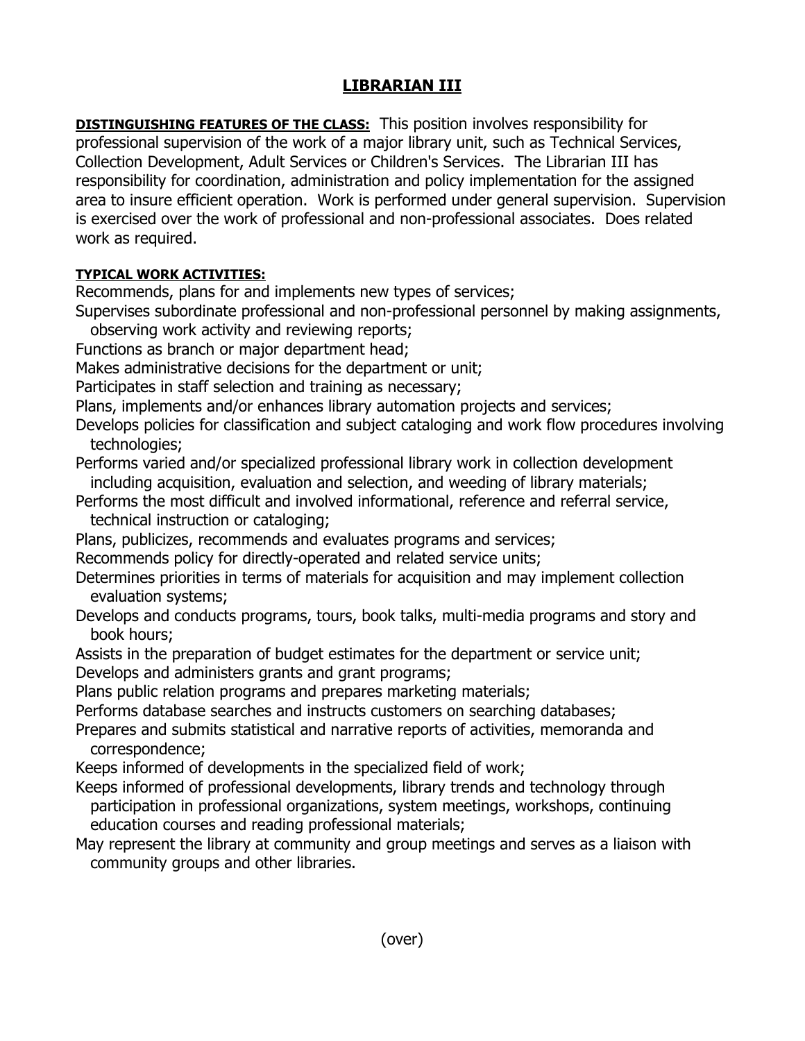# LIBRARIAN III

**DISTINGUISHING FEATURES OF THE CLASS:** This position involves responsibility for professional supervision of the work of a major library unit, such as Technical Services, Collection Development, Adult Services or Children's Services. The Librarian III has responsibility for coordination, administration and policy implementation for the assigned area to insure efficient operation. Work is performed under general supervision. Supervision is exercised over the work of professional and non-professional associates. Does related work as required.

**TYPICAL WORK ACTIVITIES:**

Recommends, plans for and implements new types of services;

Supervises subordinate professional and non-professional personnel by making assignments, observing work activity and reviewing reports;

Functions as branch or major department head;

Makes administrative decisions for the department or unit;

Participates in staff selection and training as necessary;

Plans, implements and/or enhances library automation projects and services;

Develops policies for classification and subject cataloging and work flow procedures involving technologies;

Performs varied and/or specialized professional library work in collection development including acquisition, evaluation and selection, and weeding of library materials;

Performs the most difficult and involved informational, reference and referral service, technical instruction or cataloging;

Plans, publicizes, recommends and evaluates programs and services;

Recommends policy for directly-operated and related service units;

Determines priorities in terms of materials for acquisition and may implement collection evaluation systems;

Develops and conducts programs, tours, book talks, multi-media programs and story and book hours;

Assists in the preparation of budget estimates for the department or service unit;

Develops and administers grants and grant programs;

Plans public relation programs and prepares marketing materials;

Performs database searches and instructs customers on searching databases;

Prepares and submits statistical and narrative reports of activities, memoranda and correspondence;

Keeps informed of developments in the specialized field of work;

Keeps informed of professional developments, library trends and technology through participation in professional organizations, system meetings, workshops, continuing education courses and reading professional materials;

May represent the library at community and group meetings and serves as a liaison with community groups and other libraries.

(over)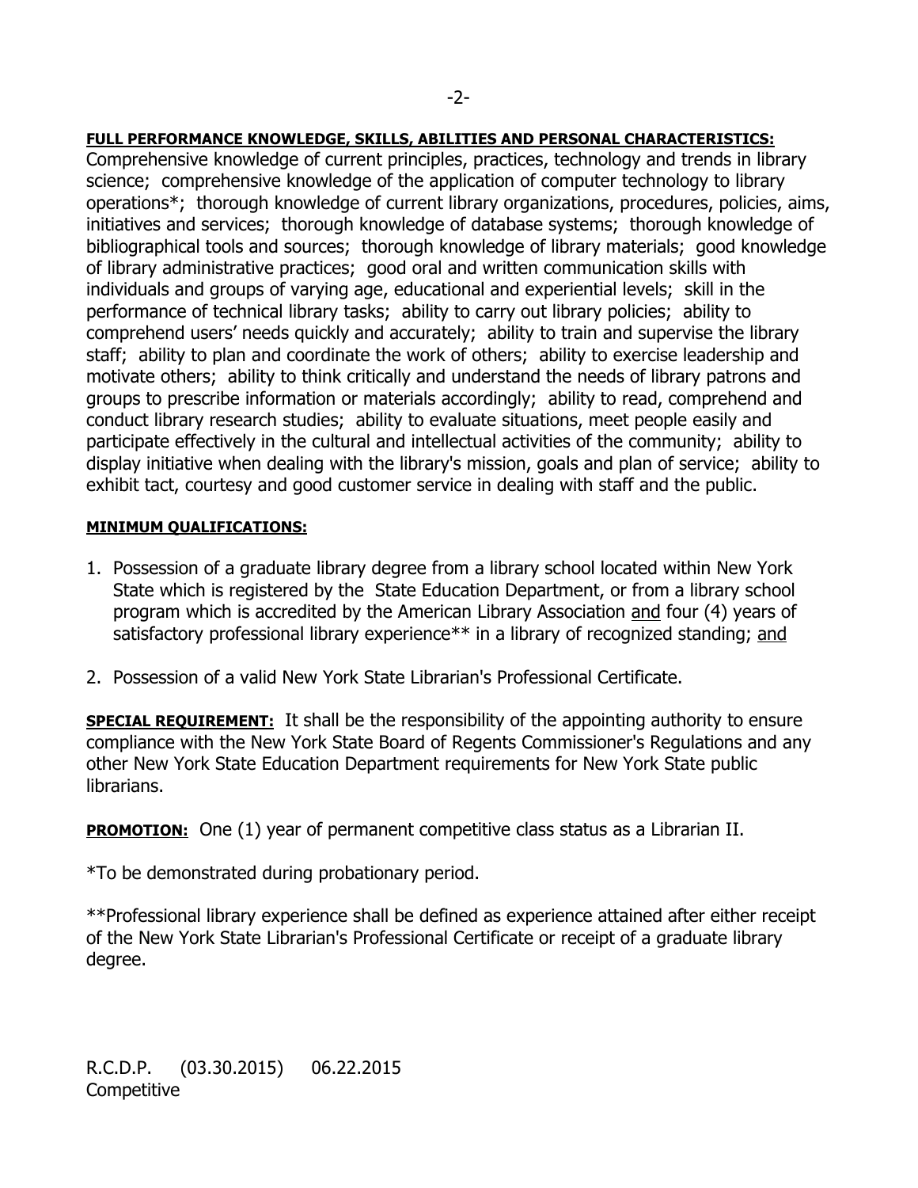**FULL PERFORMANCE KNOWLEDGE, SKILLS, ABILITIES AND PERSONAL CHARACTERISTICS:** Comprehensive knowledge of current principles, practices, technology and trends in library science; comprehensive knowledge of the application of computer technology to library operations*; thorough knowledge of current library organizations, procedures, policies, aims, initiatives and services; thorough knowledge of database systems; thorough knowledge of bibliographical tools and sources; thorough knowledge of library materials; good knowledge of library administrative practices; good oral and written communication skills with individuals and groups of varying age, educational and experiential levels; skill in the performance of technical library tasks; ability to carry out library policies; ability to comprehend users' needs quickly and accurately; ability to train and supervise the library staff; ability to plan and coordinate the work of others; ability to exercise leadership and motivate others; ability to think critically and understand the needs of library patrons and groups to prescribe information or materials accordingly; ability to read, comprehend and conduct library research studies; ability to evaluate situations, meet people easily and participate effectively in the cultural and intellectual activities of the community; ability to display initiative when dealing with the library's mission, goals and plan of service; ability to exhibit tact, courtesy and good customer service in dealing with staff and the public.

**MINIMUM QUALIFICATIONS:**

1. Possession of a graduate library degree from a library school located within New York State which is registered by the State Education Department, or from a library school program which is accredited by the American Library Association and four (4) years of satisfactory professional library experience** in a library of recognized standing; and

2. Possession of a valid New York State Librarian's Professional Certificate.

**SPECIAL REQUIREMENT:** It shall be the responsibility of the appointing authority to ensure compliance with the New York State Board of Regents Commissioner's Regulations and any other New York State Education Department requirements for New York State public librarians.

**PROMOTION:** One (1) year of permanent competitive class status as a Librarian II.

*To be demonstrated during probationary period.

**Professional library experience shall be defined as experience attained after either receipt of the New York State Librarian's Professional Certificate or receipt of a graduate library degree.

R.C.D.P. (03.30.2015) 06.22.2015
Competitive